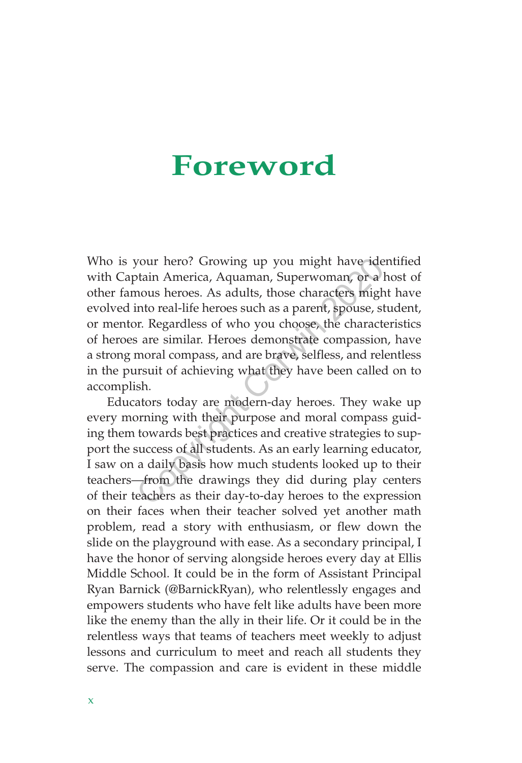# Foreword

Who is your hero? Growing up you might have identified with Captain America, Aquaman, Superwoman, or a host of other famous heroes. As adults, those characters might have evolved into real-life heroes such as a parent, spouse, student, or mentor. Regardless of who you choose, the characteristics of heroes are similar. Heroes demonstrate compassion, have a strong moral compass, and are brave, selfless, and relentless in the pursuit of achieving what they have been called on to accomplish.

Educators today are modern-day heroes. They wake up every morning with their purpose and moral compass guiding them towards best practices and creative strategies to support the success of all students. As an early learning educator, I saw on a daily basis how much students looked up to their teachers—from the drawings they did during play centers of their teachers as their day-to-day heroes to the expression on their faces when their teacher solved yet another math problem, read a story with enthusiasm, or flew down the slide on the playground with ease. As a secondary principal, I have the honor of serving alongside heroes every day at Ellis Middle School. It could be in the form of Assistant Principal Ryan Barnick (@BarnickRyan), who relentlessly engages and empowers students who have felt like adults have been more like the enemy than the ally in their life. Or it could be in the relentless ways that teams of teachers meet weekly to adjust lessons and curriculum to meet and reach all students they serve. The compassion and care is evident in these middle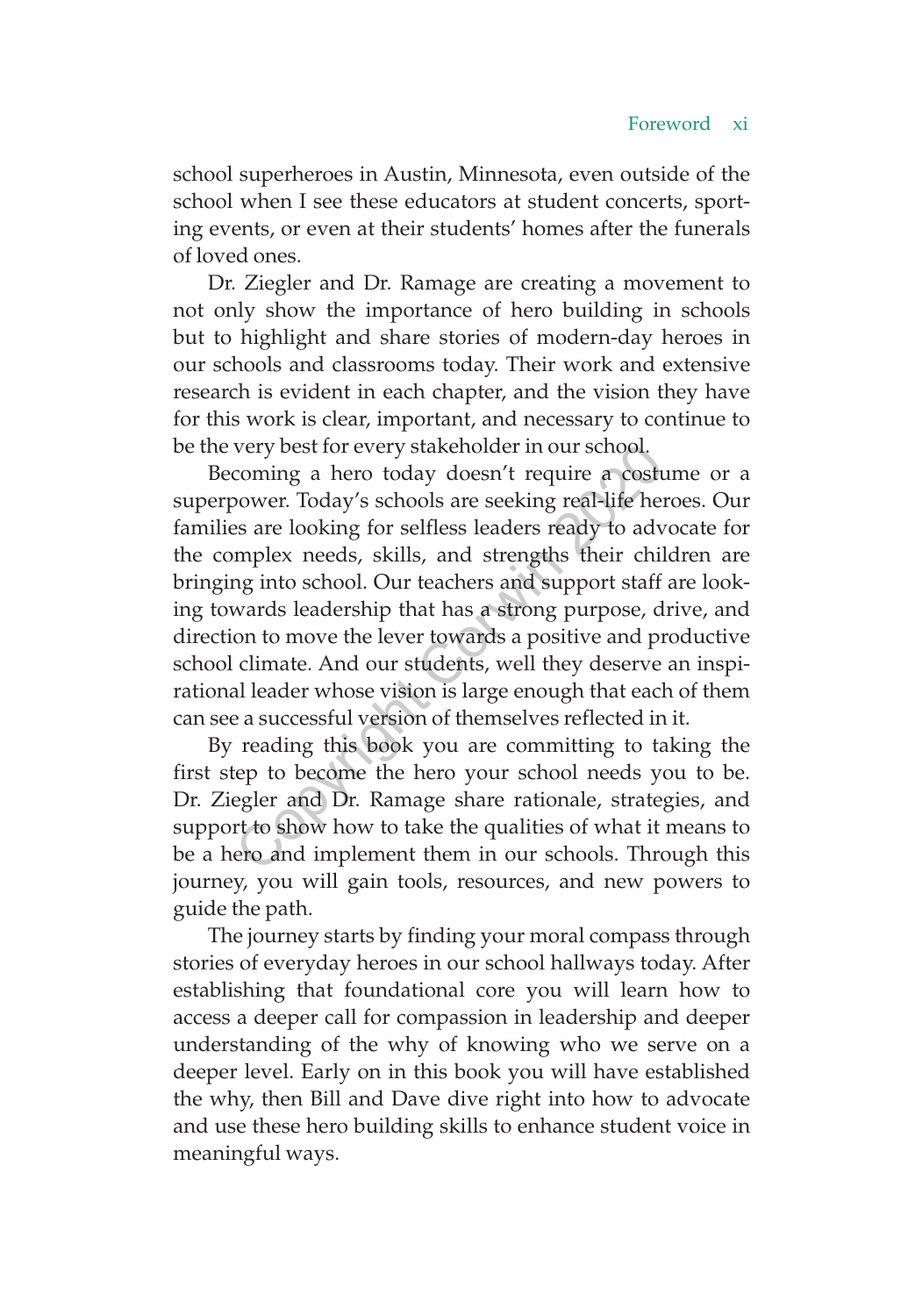school superheroes in Austin, Minnesota, even outside of the school when I see these educators at student concerts, sporting events, or even at their students' homes after the funerals of loved ones.

Dr. Ziegler and Dr. Ramage are creating a movement to not only show the importance of hero building in schools but to highlight and share stories of modern-day heroes in our schools and classrooms today. Their work and extensive research is evident in each chapter, and the vision they have for this work is clear, important, and necessary to continue to be the very best for every stakeholder in our school.

Becoming a hero today doesn't require a costume or a superpower. Today's schools are seeking real-life heroes. Our families are looking for selfless leaders ready to advocate for the complex needs, skills, and strengths their children are bringing into school. Our teachers and support staff are looking towards leadership that has a strong purpose, drive, and direction to move the lever towards a positive and productive school climate. And our students, well they deserve an inspirational leader whose vision is large enough that each of them can see a successful version of themselves reflected in it.

By reading this book you are committing to taking the first step to become the hero your school needs you to be. Dr. Ziegler and Dr. Ramage share rationale, strategies, and support to show how to take the qualities of what it means to be a hero and implement them in our schools. Through this journey, you will gain tools, resources, and new powers to guide the path.

The journey starts by finding your moral compass through stories of everyday heroes in our school hallways today. After establishing that foundational core you will learn how to access a deeper call for compassion in leadership and deeper understanding of the why of knowing who we serve on a deeper level. Early on in this book you will have established the why, then Bill and Dave dive right into how to advocate and use these hero building skills to enhance student voice in meaningful ways.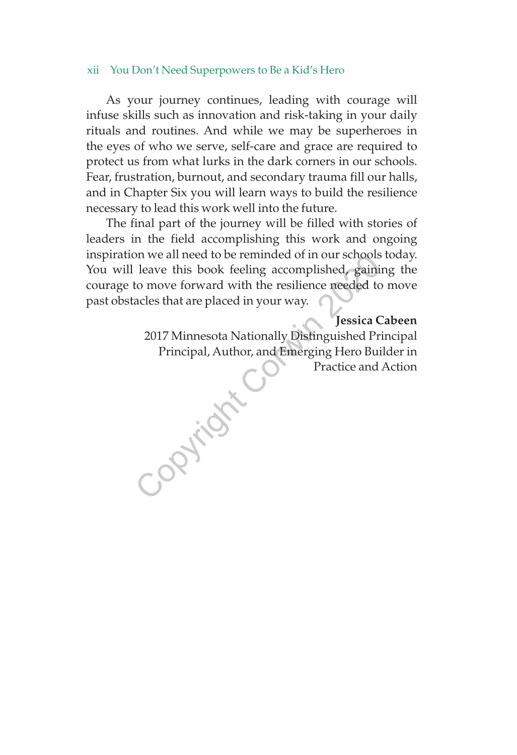As your journey continues, leading with courage will infuse skills such as innovation and risk-taking in your daily rituals and routines. And while we may be superheroes in the eyes of who we serve, self-care and grace are required to protect us from what lurks in the dark corners in our schools. Fear, frustration, burnout, and secondary trauma fill our halls, and in Chapter Six you will learn ways to build the resilience necessary to lead this work well into the future.

The final part of the journey will be filled with stories of leaders in the field accomplishing this work and ongoing inspiration we all need to be reminded of in our schools today. You will leave this book feeling accomplished, gaining the courage to move forward with the resilience needed to move past obstacles that are placed in your way.

**Jessica Cabeen**
2017 Minnesota Nationally Distinguished Principal
Principal, Author, and Emerging Hero Builder in Practice and Action